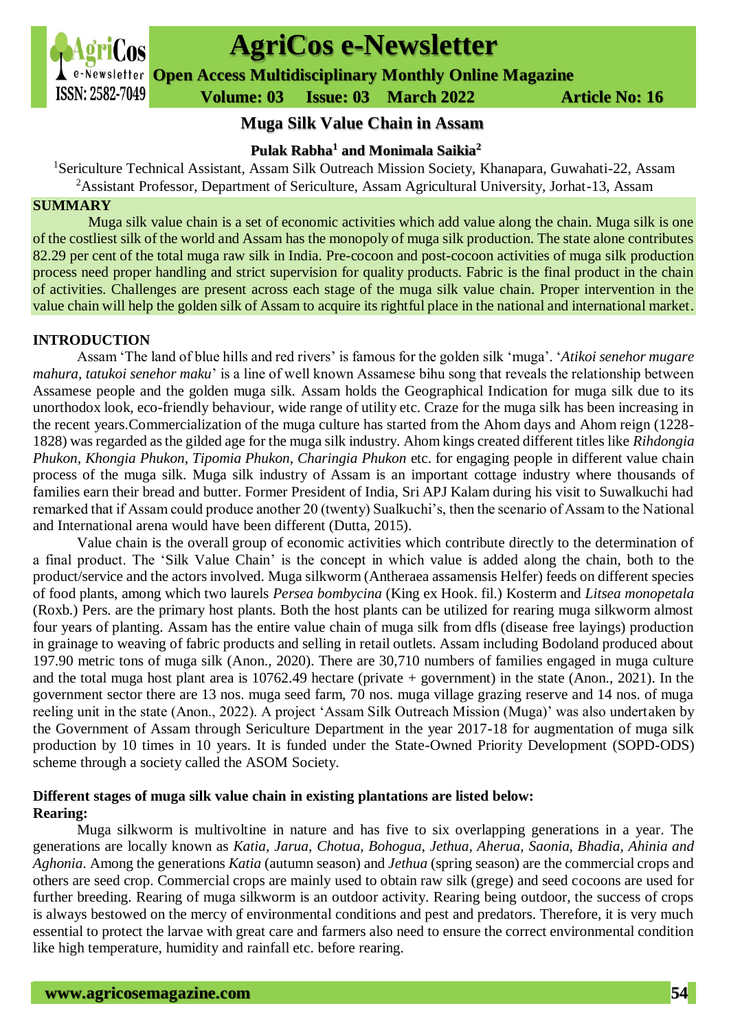# Muga Silk Value Chain in Assam

**Pulak Rabha[1] and Monimala Saikia[2]**

[1]Sericulture Technical Assistant, Assam Silk Outreach Mission Society, Khanapara, Guwahati-22, Assam
[2]Assistant Professor, Department of Sericulture, Assam Agricultural University, Jorhat-13, Assam

## SUMMARY

Muga silk value chain is a set of economic activities which add value along the chain. Muga silk is one of the costliest silk of the world and Assam has the monopoly of muga silk production. The state alone contributes 82.29 per cent of the total muga raw silk in India. Pre-cocoon and post-cocoon activities of muga silk production process need proper handling and strict supervision for quality products. Fabric is the final product in the chain of activities. Challenges are present across each stage of the muga silk value chain. Proper intervention in the value chain will help the golden silk of Assam to acquire its rightful place in the national and international market.

## INTRODUCTION

Assam 'The land of blue hills and red rivers' is famous for the golden silk 'muga'. '*Atikoi senehor mugare mahura, tatukoi senehor maku*' is a line of well known Assamese bihu song that reveals the relationship between Assamese people and the golden muga silk. Assam holds the Geographical Indication for muga silk due to its unorthodox look, eco-friendly behaviour, wide range of utility etc. Craze for the muga silk has been increasing in the recent years.Commercialization of the muga culture has started from the Ahom days and Ahom reign (1228-1828) was regarded as the gilded age for the muga silk industry. Ahom kings created different titles like *Rihdongia Phukon, Khongia Phukon, Tipomia Phukon, Charingia Phukon* etc. for engaging people in different value chain process of the muga silk. Muga silk industry of Assam is an important cottage industry where thousands of families earn their bread and butter. Former President of India, Sri APJ Kalam during his visit to Suwalkuchi had remarked that if Assam could produce another 20 (twenty) Sualkuchi's, then the scenario of Assam to the National and International arena would have been different (Dutta, 2015).

Value chain is the overall group of economic activities which contribute directly to the determination of a final product. The 'Silk Value Chain' is the concept in which value is added along the chain, both to the product/service and the actors involved. Muga silkworm (Antheraea assamensis Helfer) feeds on different species of food plants, among which two laurels *Persea bombycina* (King ex Hook. fil.) Kosterm and *Litsea monopetala* (Roxb.) Pers. are the primary host plants. Both the host plants can be utilized for rearing muga silkworm almost four years of planting. Assam has the entire value chain of muga silk from dfls (disease free layings) production in grainage to weaving of fabric products and selling in retail outlets. Assam including Bodoland produced about 197.90 metric tons of muga silk (Anon., 2020). There are 30,710 numbers of families engaged in muga culture and the total muga host plant area is 10762.49 hectare (private + government) in the state (Anon., 2021). In the government sector there are 13 nos. muga seed farm, 70 nos. muga village grazing reserve and 14 nos. of muga reeling unit in the state (Anon., 2022). A project 'Assam Silk Outreach Mission (Muga)' was also undertaken by the Government of Assam through Sericulture Department in the year 2017-18 for augmentation of muga silk production by 10 times in 10 years. It is funded under the State-Owned Priority Development (SOPD-ODS) scheme through a society called the ASOM Society.

**Different stages of muga silk value chain in existing plantations are listed below:**

**Rearing:**

Muga silkworm is multivoltine in nature and has five to six overlapping generations in a year. The generations are locally known as *Katia, Jarua, Chotua, Bohogua, Jethua, Aherua, Saonia, Bhadia, Ahinia and Aghonia*. Among the generations *Katia* (autumn season) and *Jethua* (spring season) are the commercial crops and others are seed crop. Commercial crops are mainly used to obtain raw silk (grege) and seed cocoons are used for further breeding. Rearing of muga silkworm is an outdoor activity. Rearing being outdoor, the success of crops is always bestowed on the mercy of environmental conditions and pest and predators. Therefore, it is very much essential to protect the larvae with great care and farmers also need to ensure the correct environmental condition like high temperature, humidity and rainfall etc. before rearing.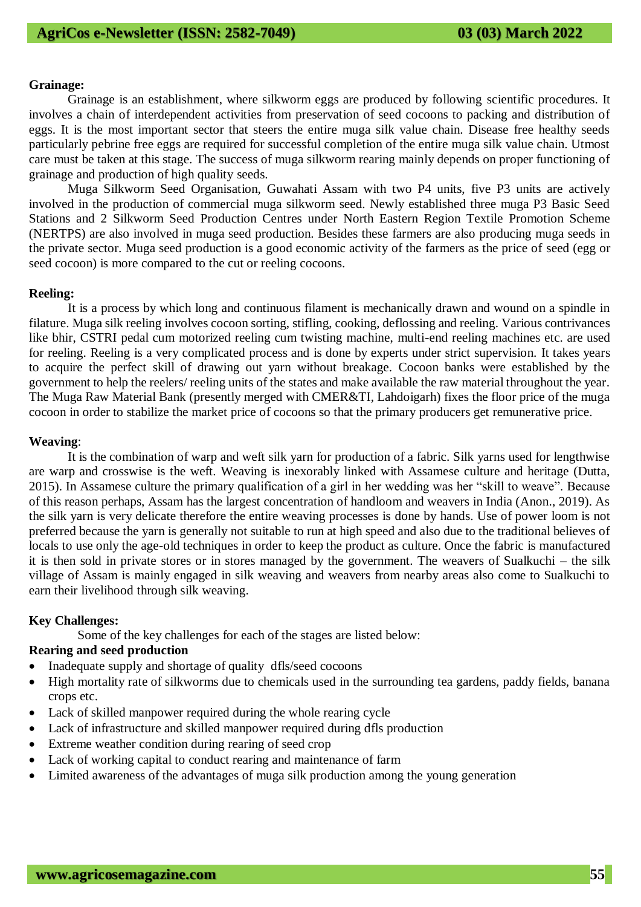**Grainage:**

Grainage is an establishment, where silkworm eggs are produced by following scientific procedures. It involves a chain of interdependent activities from preservation of seed cocoons to packing and distribution of eggs. It is the most important sector that steers the entire muga silk value chain. Disease free healthy seeds particularly pebrine free eggs are required for successful completion of the entire muga silk value chain. Utmost care must be taken at this stage. The success of muga silkworm rearing mainly depends on proper functioning of grainage and production of high quality seeds.

Muga Silkworm Seed Organisation, Guwahati Assam with two P4 units, five P3 units are actively involved in the production of commercial muga silkworm seed. Newly established three muga P3 Basic Seed Stations and 2 Silkworm Seed Production Centres under North Eastern Region Textile Promotion Scheme (NERTPS) are also involved in muga seed production. Besides these farmers are also producing muga seeds in the private sector. Muga seed production is a good economic activity of the farmers as the price of seed (egg or seed cocoon) is more compared to the cut or reeling cocoons.

**Reeling:**

It is a process by which long and continuous filament is mechanically drawn and wound on a spindle in filature. Muga silk reeling involves cocoon sorting, stifling, cooking, deflossing and reeling. Various contrivances like bhir, CSTRI pedal cum motorized reeling cum twisting machine, multi-end reeling machines etc. are used for reeling. Reeling is a very complicated process and is done by experts under strict supervision. It takes years to acquire the perfect skill of drawing out yarn without breakage. Cocoon banks were established by the government to help the reelers/ reeling units of the states and make available the raw material throughout the year. The Muga Raw Material Bank (presently merged with CMER&TI, Lahdoigarh) fixes the floor price of the muga cocoon in order to stabilize the market price of cocoons so that the primary producers get remunerative price.

**Weaving**:

It is the combination of warp and weft silk yarn for production of a fabric. Silk yarns used for lengthwise are warp and crosswise is the weft. Weaving is inexorably linked with Assamese culture and heritage (Dutta, 2015). In Assamese culture the primary qualification of a girl in her wedding was her "skill to weave". Because of this reason perhaps, Assam has the largest concentration of handloom and weavers in India (Anon., 2019). As the silk yarn is very delicate therefore the entire weaving processes is done by hands. Use of power loom is not preferred because the yarn is generally not suitable to run at high speed and also due to the traditional believes of locals to use only the age-old techniques in order to keep the product as culture. Once the fabric is manufactured it is then sold in private stores or in stores managed by the government. The weavers of Sualkuchi – the silk village of Assam is mainly engaged in silk weaving and weavers from nearby areas also come to Sualkuchi to earn their livelihood through silk weaving.

**Key Challenges:**

Some of the key challenges for each of the stages are listed below:

**Rearing and seed production**

- Inadequate supply and shortage of quality dfls/seed cocoons
- High mortality rate of silkworms due to chemicals used in the surrounding tea gardens, paddy fields, banana crops etc.
- Lack of skilled manpower required during the whole rearing cycle
- Lack of infrastructure and skilled manpower required during dfls production
- Extreme weather condition during rearing of seed crop
- Lack of working capital to conduct rearing and maintenance of farm
- Limited awareness of the advantages of muga silk production among the young generation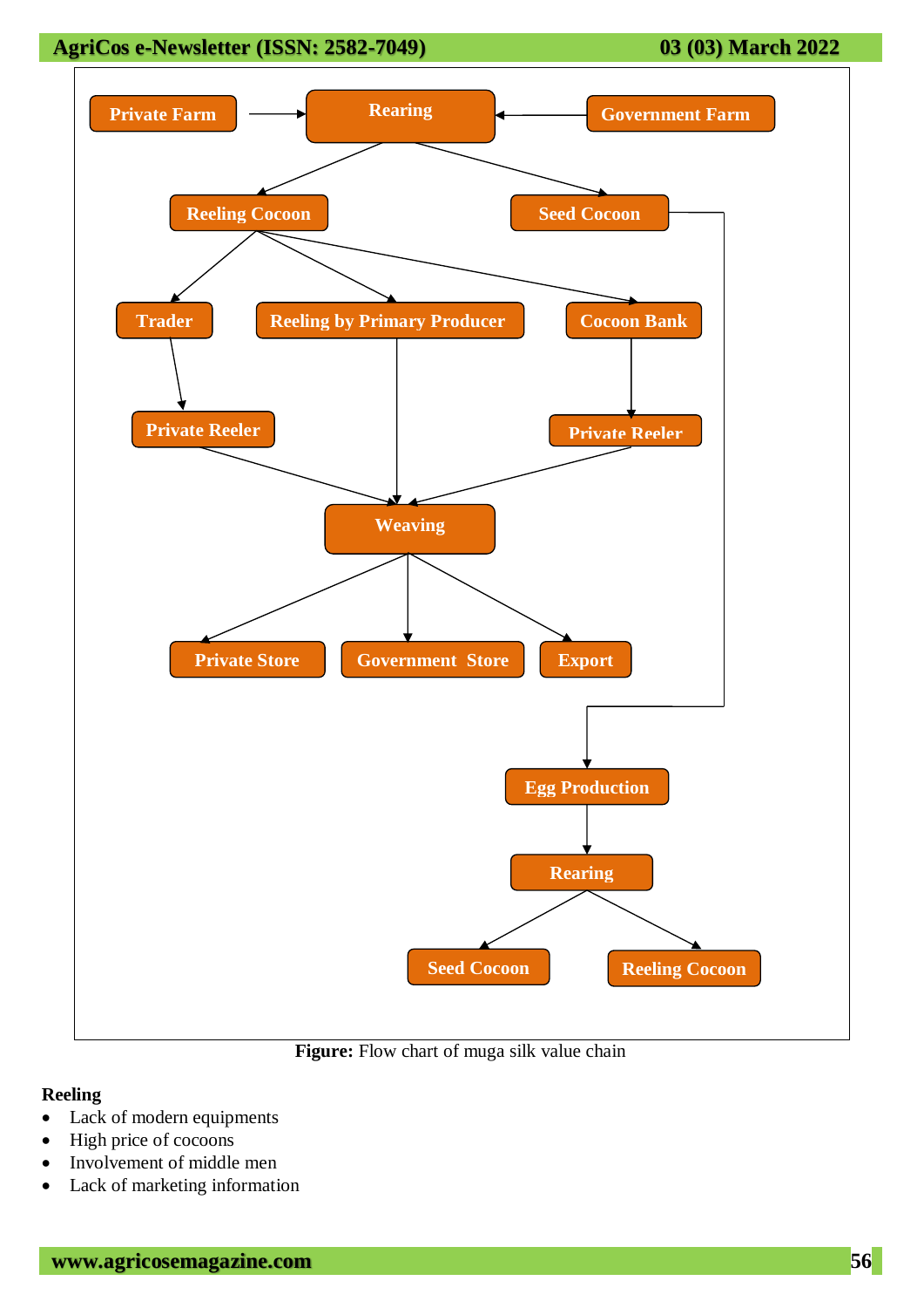**Figure:** Flow chart of muga silk value chain

**Reeling**

- Lack of modern equipments
- High price of cocoons
- Involvement of middle men
- Lack of marketing information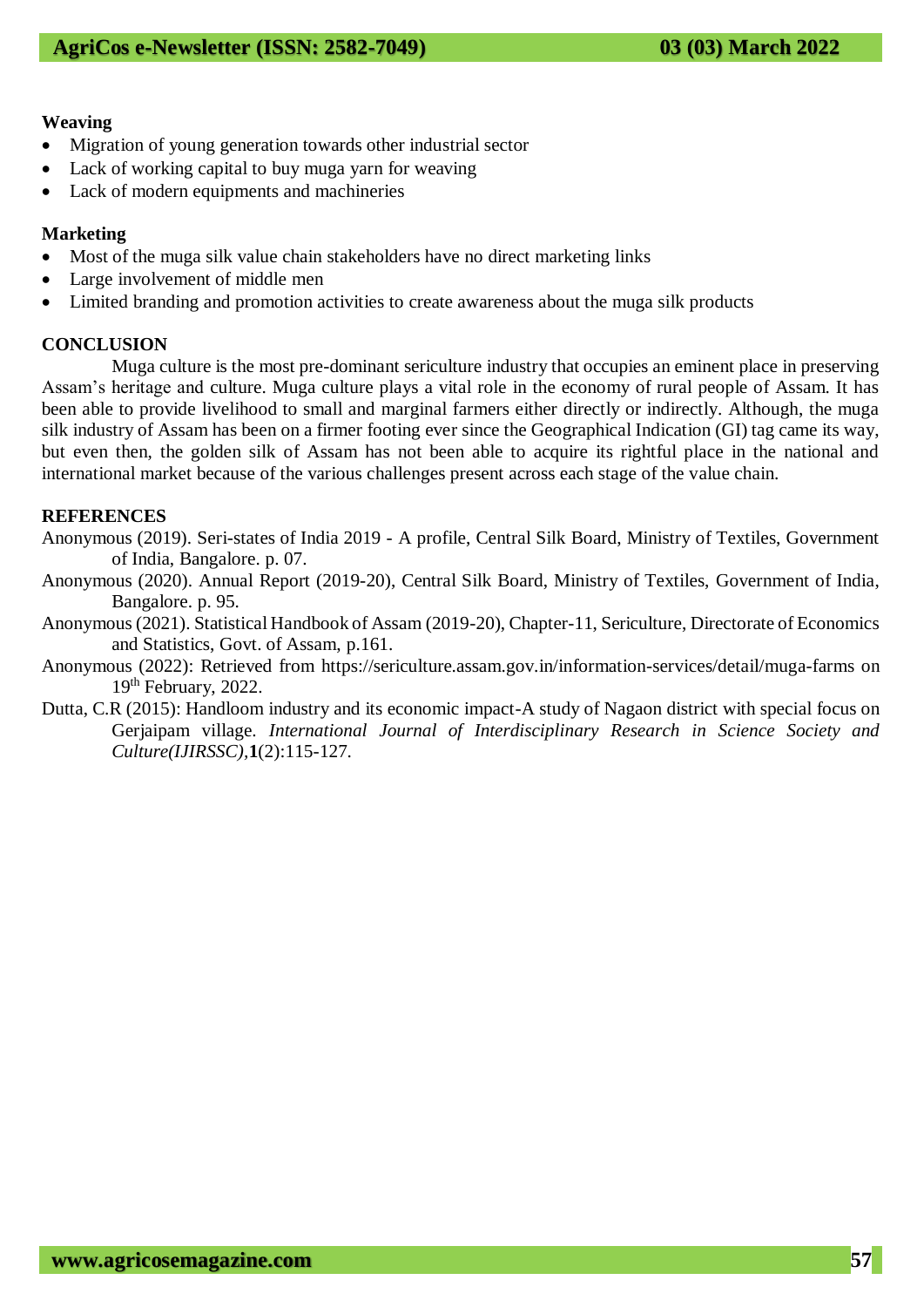**Weaving**

- Migration of young generation towards other industrial sector
- Lack of working capital to buy muga yarn for weaving
- Lack of modern equipments and machineries

**Marketing**

- Most of the muga silk value chain stakeholders have no direct marketing links
- Large involvement of middle men
- Limited branding and promotion activities to create awareness about the muga silk products

## CONCLUSION

Muga culture is the most pre-dominant sericulture industry that occupies an eminent place in preserving Assam's heritage and culture. Muga culture plays a vital role in the economy of rural people of Assam. It has been able to provide livelihood to small and marginal farmers either directly or indirectly. Although, the muga silk industry of Assam has been on a firmer footing ever since the Geographical Indication (GI) tag came its way, but even then, the golden silk of Assam has not been able to acquire its rightful place in the national and international market because of the various challenges present across each stage of the value chain.

## REFERENCES

Anonymous (2019). Seri-states of India 2019 - A profile, Central Silk Board, Ministry of Textiles, Government of India, Bangalore. p. 07.

Anonymous (2020). Annual Report (2019-20), Central Silk Board, Ministry of Textiles, Government of India, Bangalore. p. 95.

Anonymous (2021). Statistical Handbook of Assam (2019-20), Chapter-11, Sericulture, Directorate of Economics and Statistics, Govt. of Assam, p.161.

Anonymous (2022): Retrieved from https://sericulture.assam.gov.in/information-services/detail/muga-farms on 19th February, 2022.

Dutta, C.R (2015): Handloom industry and its economic impact-A study of Nagaon district with special focus on Gerjaipam village. *International Journal of Interdisciplinary Research in Science Society and Culture(IJIRSSC)*,**1**(2):115-127.